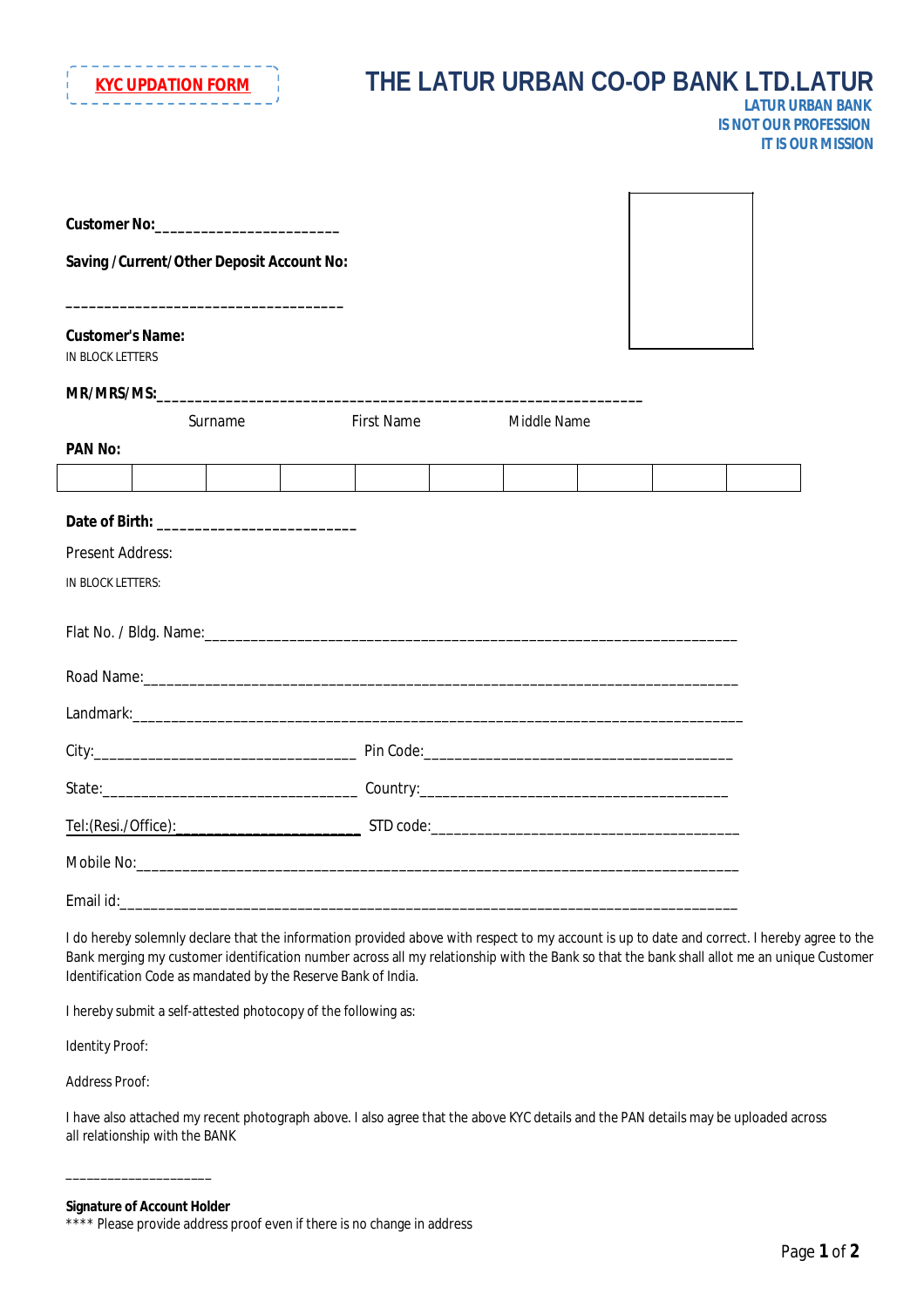**KYC UPDATION FORM**

# THE LATUR URBAN CO-OP BANK LTD.LATUR

**LATUR URBAN BANK**
**IS NOT OUR PROFESSION**
**IT IS OUR MISSION**

**Customer No:**______________________

**Saving /Current/Other Deposit Account No:**

___________________________________

**Customer's Name:**
IN BLOCK LETTERS

**MR/MRS/MS:**____________________________________________________________

Surname First Name Middle Name

**PAN No:**

| | | | | | | | | | |
|---|---|---|---|---|---|---|---|---|---|
| | | | | | | | | | |

**Date of Birth:** ________________________

Present Address:

IN BLOCK LETTERS:

Flat No. / Bldg. Name:__________________________________________________________________

Road Name:____________________________________________________________________________

Landmark:_____________________________________________________________________________

City:________________________________ Pin Code:______________________________________

State:_______________________________ Country:_______________________________________

Tel:(Resi./Office):________________________ STD code:______________________________________

Mobile No:____________________________________________________________________________

Email id:_____________________________________________________________________________

I do hereby solemnly declare that the information provided above with respect to my account is up to date and correct. I hereby agree to the Bank merging my customer identification number across all my relationship with the Bank so that the bank shall allot me an unique Customer Identification Code as mandated by the Reserve Bank of India.

I hereby submit a self-attested photocopy of the following as:

Identity Proof:

Address Proof:

I have also attached my recent photograph above. I also agree that the above KYC details and the PAN details may be uploaded across all relationship with the BANK

____________________

**Signature of Account Holder**
**** Please provide address proof even if there is no change in address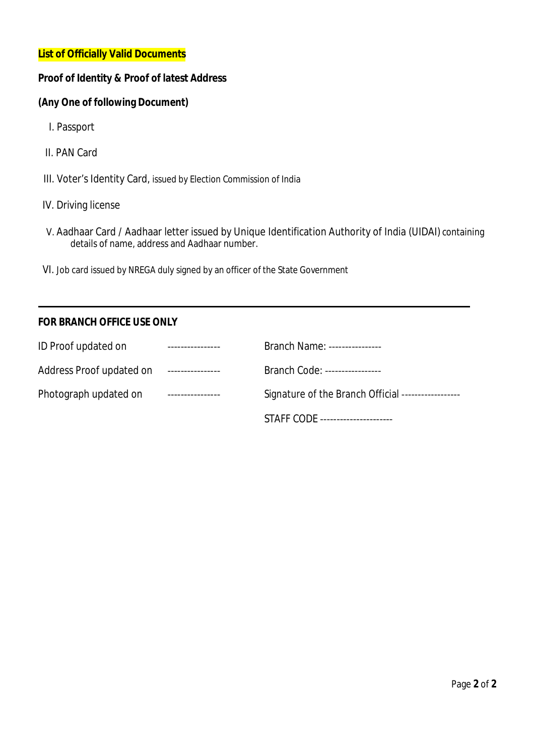**List of Officially Valid Documents**

**Proof of Identity & Proof of latest Address**

***(Any One of following Document)***

I. Passport

II. PAN Card

III. Voter's Identity Card, issued by Election Commission of India

IV. Driving license

V. Aadhaar Card / Aadhaar letter issued by Unique Identification Authority of India (UIDAI) containing details of name, address and Aadhaar number.

VI. Job card issued by NREGA duly signed by an officer of the State Government

---

***FOR BRANCH OFFICE USE ONLY***

| | | |
|---|---|---|
| ID Proof updated on | ---------------- | Branch Name: ---------------- |
| Address Proof updated on | ---------------- | Branch Code: ----------------- |
| Photograph updated on | ---------------- | Signature of the Branch Official ------------------ |
| | | STAFF CODE ---------------------- |